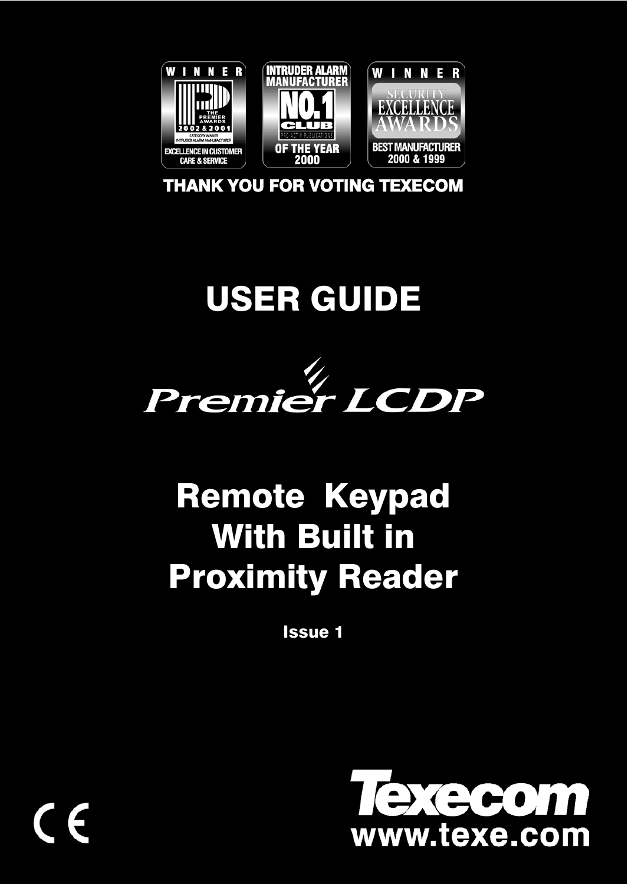WINNER
THE PREMIER AWARDS 2002 & 2001
CATEGORY WINNER INTRUDER ALARM MANUFACTURER
EXCELLENCE IN CUSTOMER CARE & SERVICE

INTRUDER ALARM MANUFACTURER
NO.1 CLUB
PRO-ACTIV PUBLICATIONS
OF THE YEAR 2000

WINNER
SECURITY EXCELLENCE AWARDS
BEST MANUFACTURER 2000 & 1999

**THANK YOU FOR VOTING TEXECOM**

# USER GUIDE

## Premier LCDP

## Remote Keypad With Built in Proximity Reader

**Issue 1**

CE

Texecom
www.texe.com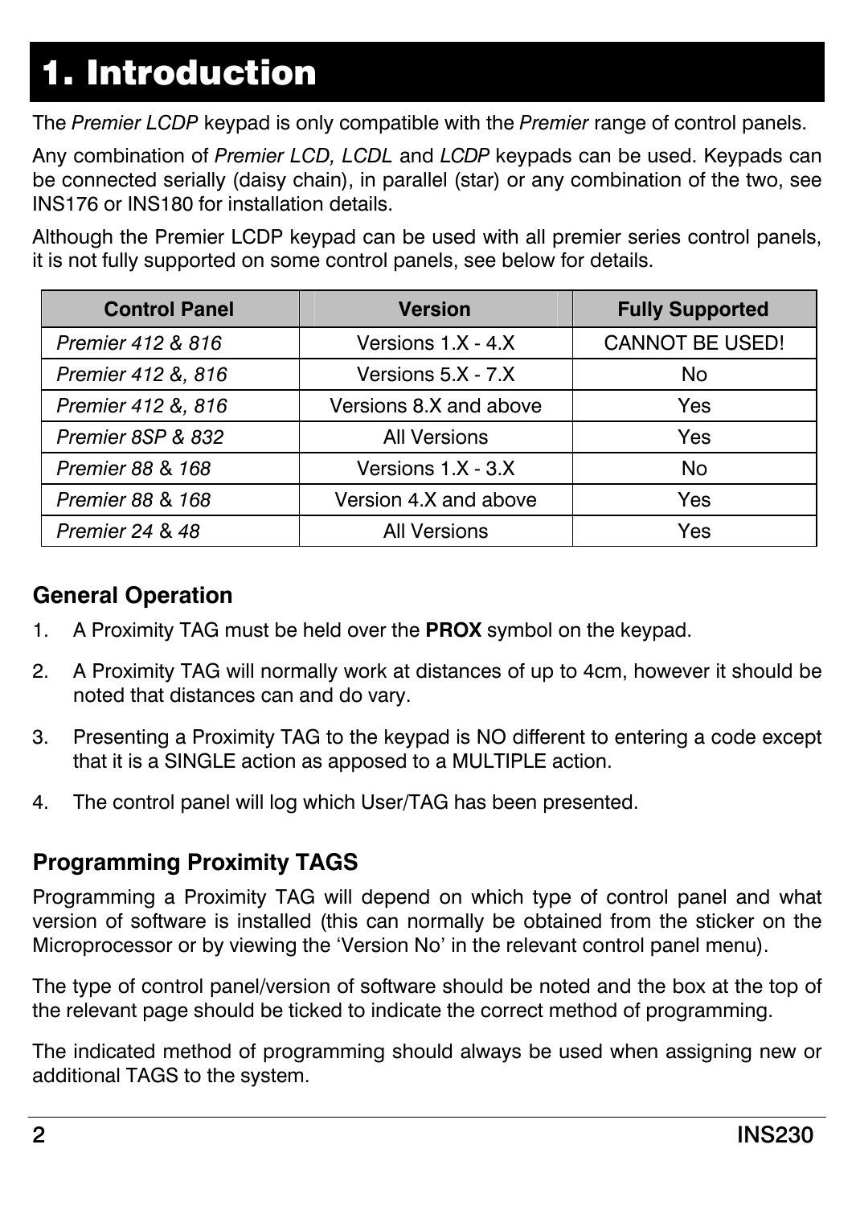# 1. Introduction

The *Premier LCDP* keypad is only compatible with the *Premier* range of control panels.

Any combination of *Premier LCD, LCDL* and *LCDP* keypads can be used. Keypads can be connected serially (daisy chain), in parallel (star) or any combination of the two, see INS176 or INS180 for installation details.

Although the Premier LCDP keypad can be used with all premier series control panels, it is not fully supported on some control panels, see below for details.

| Control Panel | Version | Fully Supported |
|---|---|---|
| *Premier 412 & 816* | Versions 1.X - 4.X | CANNOT BE USED! |
| *Premier 412 &, 816* | Versions 5.X - 7.X | No |
| *Premier 412 &, 816* | Versions 8.X and above | Yes |
| *Premier 8SP & 832* | All Versions | Yes |
| *Premier 88* & *168* | Versions 1.X - 3.X | No |
| *Premier 88* & *168* | Version 4.X and above | Yes |
| *Premier 24* & *48* | All Versions | Yes |

## General Operation

1. A Proximity TAG must be held over the **PROX** symbol on the keypad.
2. A Proximity TAG will normally work at distances of up to 4cm, however it should be noted that distances can and do vary.
3. Presenting a Proximity TAG to the keypad is NO different to entering a code except that it is a SINGLE action as apposed to a MULTIPLE action.
4. The control panel will log which User/TAG has been presented.

## Programming Proximity TAGS

Programming a Proximity TAG will depend on which type of control panel and what version of software is installed (this can normally be obtained from the sticker on the Microprocessor or by viewing the 'Version No' in the relevant control panel menu).

The type of control panel/version of software should be noted and the box at the top of the relevant page should be ticked to indicate the correct method of programming.

The indicated method of programming should always be used when assigning new or additional TAGS to the system.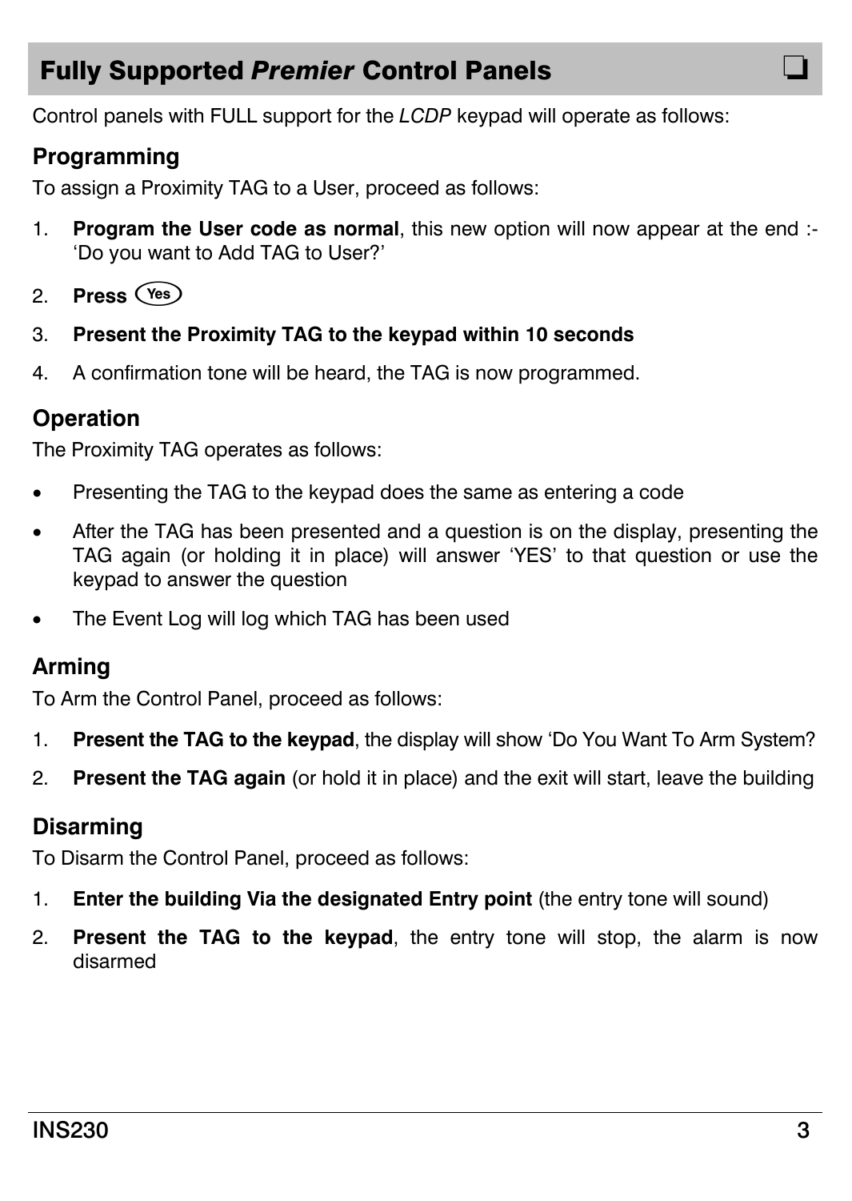# Fully Supported *Premier* Control Panels ❑

Control panels with FULL support for the *LCDP* keypad will operate as follows:

## Programming

To assign a Proximity TAG to a User, proceed as follows:

1. **Program the User code as normal**, this new option will now appear at the end :- 'Do you want to Add TAG to User?'
2. **Press** (Yes)
3. **Present the Proximity TAG to the keypad within 10 seconds**
4. A confirmation tone will be heard, the TAG is now programmed.

## Operation

The Proximity TAG operates as follows:

- Presenting the TAG to the keypad does the same as entering a code
- After the TAG has been presented and a question is on the display, presenting the TAG again (or holding it in place) will answer 'YES' to that question or use the keypad to answer the question
- The Event Log will log which TAG has been used

## Arming

To Arm the Control Panel, proceed as follows:

1. **Present the TAG to the keypad**, the display will show 'Do You Want To Arm System?
2. **Present the TAG again** (or hold it in place) and the exit will start, leave the building

## Disarming

To Disarm the Control Panel, proceed as follows:

1. **Enter the building Via the designated Entry point** (the entry tone will sound)
2. **Present the TAG to the keypad**, the entry tone will stop, the alarm is now disarmed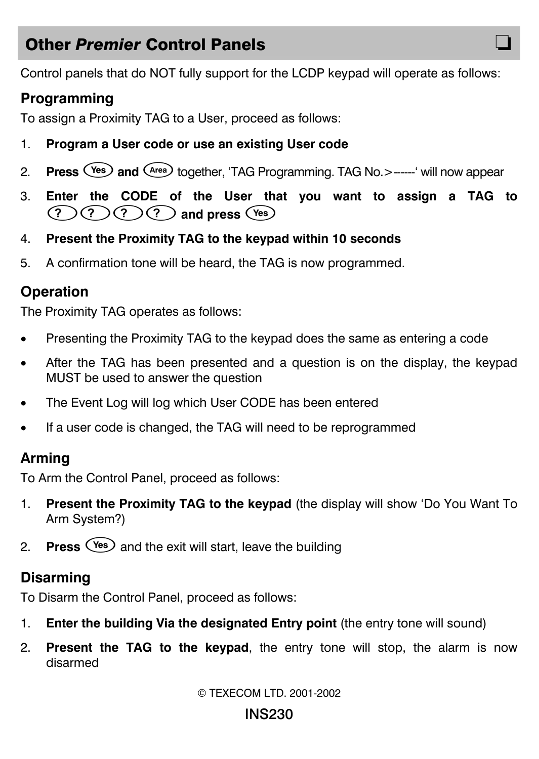## Other *Premier* Control Panels ❑

Control panels that do NOT fully support for the LCDP keypad will operate as follows:

### Programming

To assign a Proximity TAG to a User, proceed as follows:

1. **Program a User code or use an existing User code**
2. **Press** (Yes) **and** (Area) together, 'TAG Programming. TAG No.>------' will now appear
3. **Enter the CODE of the User that you want to assign a TAG to** (?)(?)(?)(?) **and press** (Yes)
4. **Present the Proximity TAG to the keypad within 10 seconds**
5. A confirmation tone will be heard, the TAG is now programmed.

### Operation

The Proximity TAG operates as follows:

- Presenting the Proximity TAG to the keypad does the same as entering a code
- After the TAG has been presented and a question is on the display, the keypad MUST be used to answer the question
- The Event Log will log which User CODE has been entered
- If a user code is changed, the TAG will need to be reprogrammed

### Arming

To Arm the Control Panel, proceed as follows:

1. **Present the Proximity TAG to the keypad** (the display will show 'Do You Want To Arm System?)
2. **Press** (Yes) and the exit will start, leave the building

### Disarming

To Disarm the Control Panel, proceed as follows:

1. **Enter the building Via the designated Entry point** (the entry tone will sound)
2. **Present the TAG to the keypad**, the entry tone will stop, the alarm is now disarmed

© TEXECOM LTD. 2001-2002

INS230